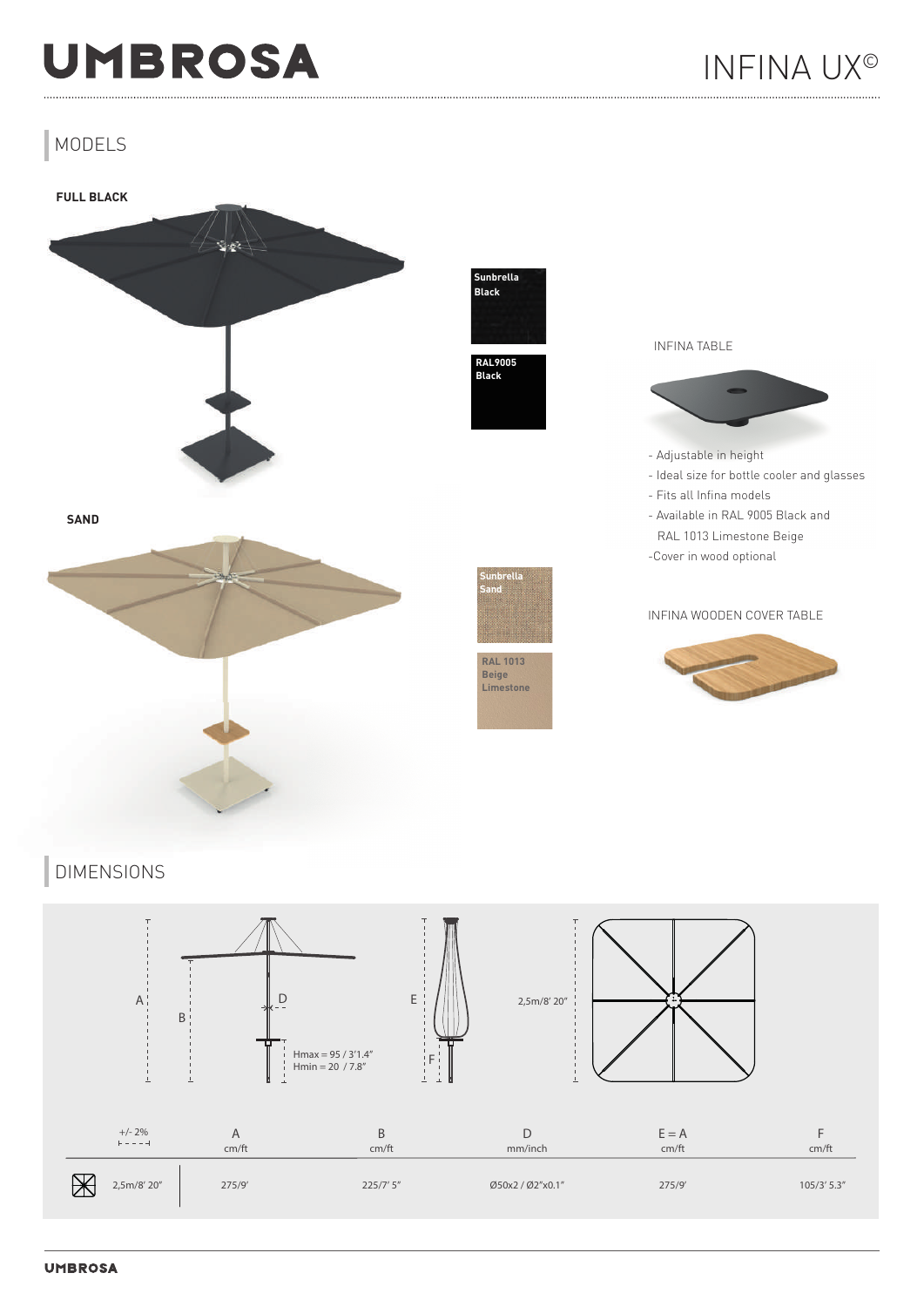# UMBROSA

# INFINA UX©

## MODELS

**FULL BLACK**

Sunbrella Black

RAL9005 Black

**SAND**

Sunbrella Sand

RAL 1013 Beige Limestone

INFINA TABLE

- Adjustable in height
- Ideal size for bottle cooler and glasses
- Fits all Infina models
- Available in RAL 9005 Black and RAL 1013 Limestone Beige
- Cover in wood optional

INFINA WOODEN COVER TABLE

## DIMENSIONS

A, B, D, E, F

Hmax = 95 / 3'1.4"
Hmin = 20 / 7.8"

2,5m/8' 20"

| +/- 2% | A cm/ft | B cm/ft | D mm/inch | E = A cm/ft | F cm/ft |
|---|---|---|---|---|---|
| 2,5m/8' 20" | 275/9' | 225/7' 5" | Ø50x2 / Ø2"x0.1" | 275/9' | 105/3' 5.3" |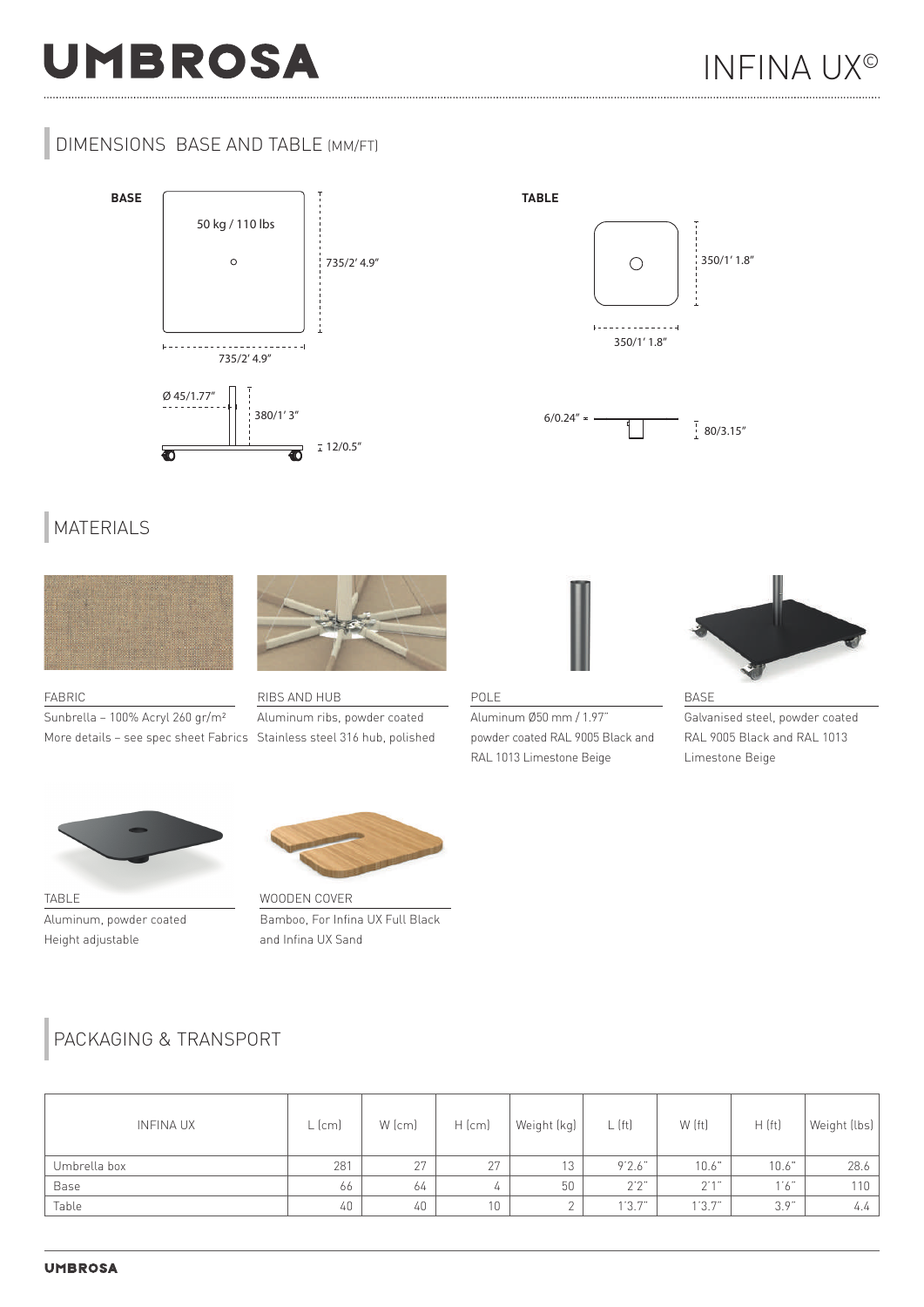# UMBROSA

# INFINA UX©

## DIMENSIONS BASE AND TABLE (MM/FT)

**BASE**

50 kg / 110 lbs

735/2' 4.9"

735/2' 4.9"

Ø 45/1.77"

380/1' 3"

12/0.5"

**TABLE**

350/1' 1.8"

350/1' 1.8"

6/0.24"

80/3.15"

## MATERIALS

FABRIC
Sunbrella – 100% Acryl 260 gr/m²
More details – see spec sheet Fabrics

RIBS AND HUB
Aluminum ribs, powder coated
Stainless steel 316 hub, polished

POLE
Aluminum Ø50 mm / 1.97"
powder coated RAL 9005 Black and RAL 1013 Limestone Beige

BASE
Galvanised steel, powder coated
RAL 9005 Black and RAL 1013 Limestone Beige

TABLE
Aluminum, powder coated
Height adjustable

WOODEN COVER
Bamboo, For Infina UX Full Black and Infina UX Sand

## PACKAGING & TRANSPORT

| INFINA UX | L (cm) | W (cm) | H (cm) | Weight (kg) | L (ft) | W (ft) | H (ft) | Weight (lbs) |
|---|---|---|---|---|---|---|---|---|
| Umbrella box | 281 | 27 | 27 | 13 | 9'2.6" | 10.6" | 10.6" | 28.6 |
| Base | 66 | 64 | 4 | 50 | 2'2" | 2'1" | 1'6" | 110 |
| Table | 40 | 40 | 10 | 2 | 1'3.7" | 1'3.7" | 3.9" | 4.4 |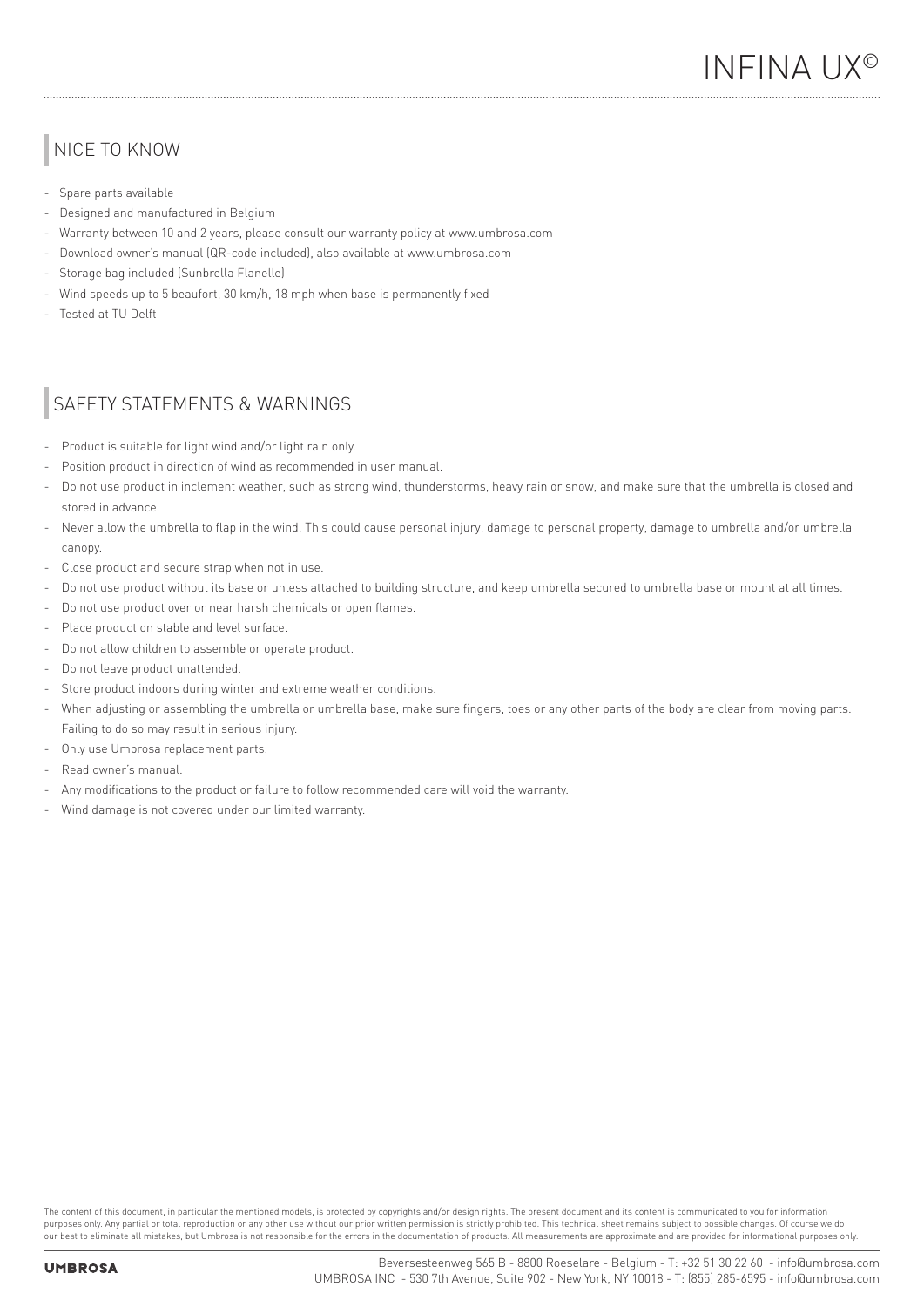## NICE TO KNOW

- Spare parts available
- Designed and manufactured in Belgium
- Warranty between 10 and 2 years, please consult our warranty policy at www.umbrosa.com
- Download owner's manual (QR-code included), also available at www.umbrosa.com
- Storage bag included (Sunbrella Flanelle)
- Wind speeds up to 5 beaufort, 30 km/h, 18 mph when base is permanently fixed
- Tested at TU Delft

## SAFETY STATEMENTS & WARNINGS

- Product is suitable for light wind and/or light rain only.
- Position product in direction of wind as recommended in user manual.
- Do not use product in inclement weather, such as strong wind, thunderstorms, heavy rain or snow, and make sure that the umbrella is closed and stored in advance.
- Never allow the umbrella to flap in the wind. This could cause personal injury, damage to personal property, damage to umbrella and/or umbrella canopy.
- Close product and secure strap when not in use.
- Do not use product without its base or unless attached to building structure, and keep umbrella secured to umbrella base or mount at all times.
- Do not use product over or near harsh chemicals or open flames.
- Place product on stable and level surface.
- Do not allow children to assemble or operate product.
- Do not leave product unattended.
- Store product indoors during winter and extreme weather conditions.
- When adjusting or assembling the umbrella or umbrella base, make sure fingers, toes or any other parts of the body are clear from moving parts. Failing to do so may result in serious injury.
- Only use Umbrosa replacement parts.
- Read owner's manual.
- Any modifications to the product or failure to follow recommended care will void the warranty.
- Wind damage is not covered under our limited warranty.